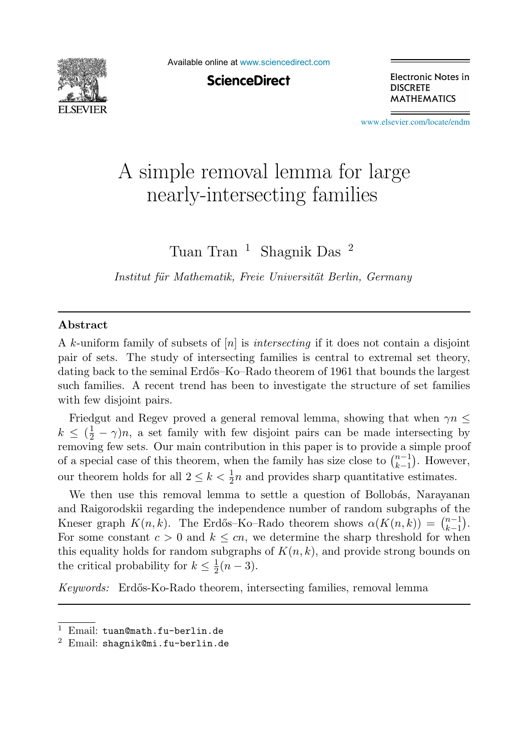# A simple removal lemma for large nearly-intersecting families

Tuan Tran [1] Shagnik Das [2]

*Institut für Mathematik, Freie Universität Berlin, Germany*

## Abstract

A $k$-uniform family of subsets of $[n]$ is *intersecting* if it does not contain a disjoint pair of sets. The study of intersecting families is central to extremal set theory, dating back to the seminal Erdős–Ko–Rado theorem of 1961 that bounds the largest such families. A recent trend has been to investigate the structure of set families with few disjoint pairs.

Friedgut and Regev proved a general removal lemma, showing that when $\gamma n \leq k \leq (\frac{1}{2} - \gamma)n$, a set family with few disjoint pairs can be made intersecting by removing few sets. Our main contribution in this paper is to provide a simple proof of a special case of this theorem, when the family has size close to $\binom{n-1}{k-1}$. However, our theorem holds for all $2 \leq k < \frac{1}{2}n$ and provides sharp quantitative estimates.

We then use this removal lemma to settle a question of Bollobás, Narayanan and Raigorodskii regarding the independence number of random subgraphs of the Kneser graph $K(n,k)$. The Erdős–Ko–Rado theorem shows $\alpha(K(n,k)) = \binom{n-1}{k-1}$. For some constant $c > 0$ and $k \leq cn$, we determine the sharp threshold for when this equality holds for random subgraphs of $K(n,k)$, and provide strong bounds on the critical probability for $k \leq \frac{1}{2}(n-3)$.

*Keywords:* Erdős-Ko-Rado theorem, intersecting families, removal lemma

[1] Email: tuan@math.fu-berlin.de

[2] Email: shagnik@mi.fu-berlin.de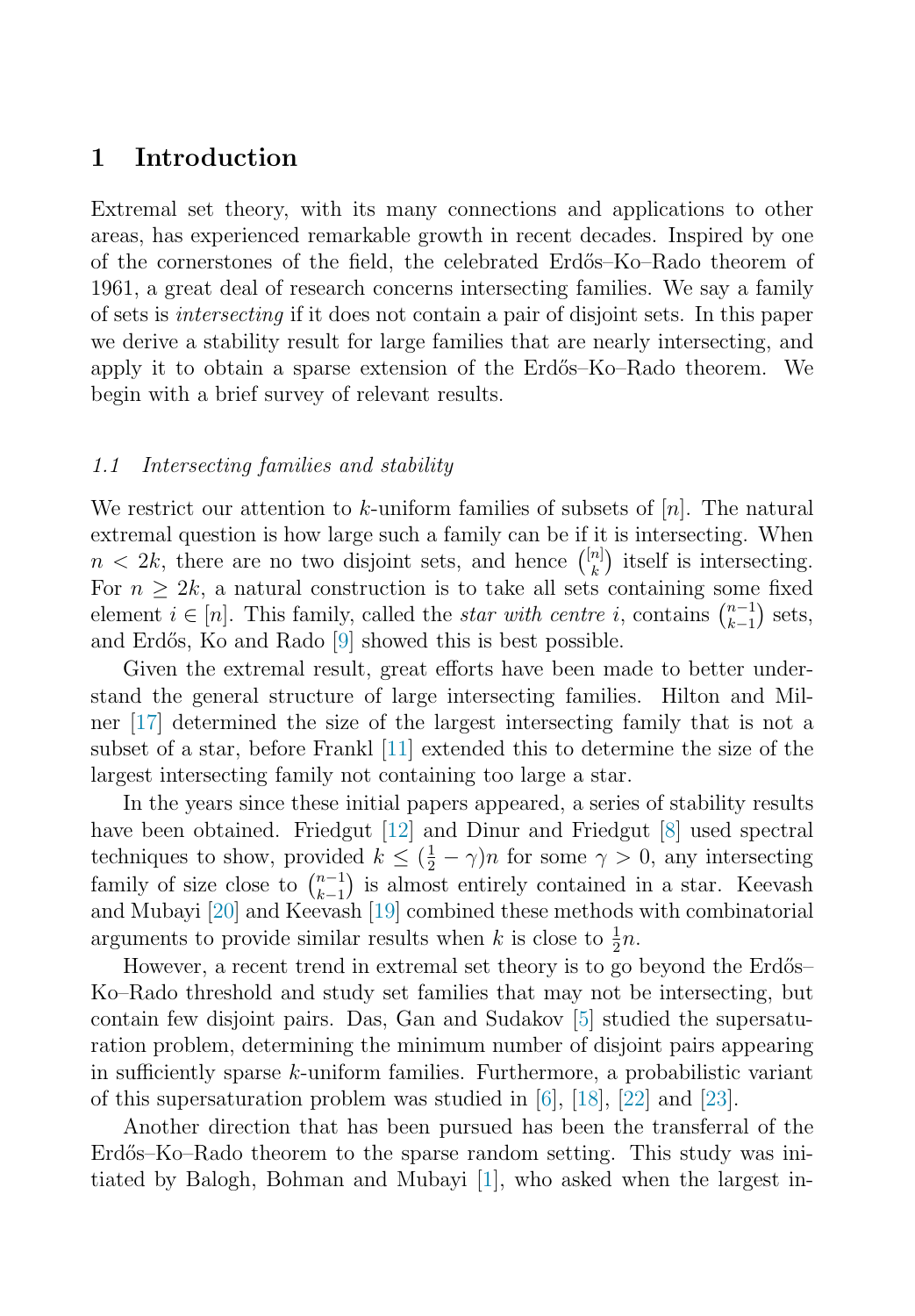## 1 Introduction

Extremal set theory, with its many connections and applications to other areas, has experienced remarkable growth in recent decades. Inspired by one of the cornerstones of the field, the celebrated Erdős–Ko–Rado theorem of 1961, a great deal of research concerns intersecting families. We say a family of sets is *intersecting* if it does not contain a pair of disjoint sets. In this paper we derive a stability result for large families that are nearly intersecting, and apply it to obtain a sparse extension of the Erdős–Ko–Rado theorem. We begin with a brief survey of relevant results.

### *1.1 Intersecting families and stability*

We restrict our attention to $k$-uniform families of subsets of $[n]$. The natural extremal question is how large such a family can be if it is intersecting. When $n < 2k$, there are no two disjoint sets, and hence $\binom{[n]}{k}$ itself is intersecting. For $n \geq 2k$, a natural construction is to take all sets containing some fixed element $i \in [n]$. This family, called the *star with centre* $i$, contains $\binom{n-1}{k-1}$ sets, and Erdős, Ko and Rado [9] showed this is best possible.

Given the extremal result, great efforts have been made to better understand the general structure of large intersecting families. Hilton and Milner [17] determined the size of the largest intersecting family that is not a subset of a star, before Frankl [11] extended this to determine the size of the largest intersecting family not containing too large a star.

In the years since these initial papers appeared, a series of stability results have been obtained. Friedgut [12] and Dinur and Friedgut [8] used spectral techniques to show, provided $k \leq (\frac{1}{2} - \gamma)n$ for some $\gamma > 0$, any intersecting family of size close to $\binom{n-1}{k-1}$ is almost entirely contained in a star. Keevash and Mubayi [20] and Keevash [19] combined these methods with combinatorial arguments to provide similar results when $k$ is close to $\frac{1}{2}n$.

However, a recent trend in extremal set theory is to go beyond the Erdős–Ko–Rado threshold and study set families that may not be intersecting, but contain few disjoint pairs. Das, Gan and Sudakov [5] studied the supersaturation problem, determining the minimum number of disjoint pairs appearing in sufficiently sparse $k$-uniform families. Furthermore, a probabilistic variant of this supersaturation problem was studied in [6], [18], [22] and [23].

Another direction that has been pursued has been the transferral of the Erdős–Ko–Rado theorem to the sparse random setting. This study was initiated by Balogh, Bohman and Mubayi [1], who asked when the largest in-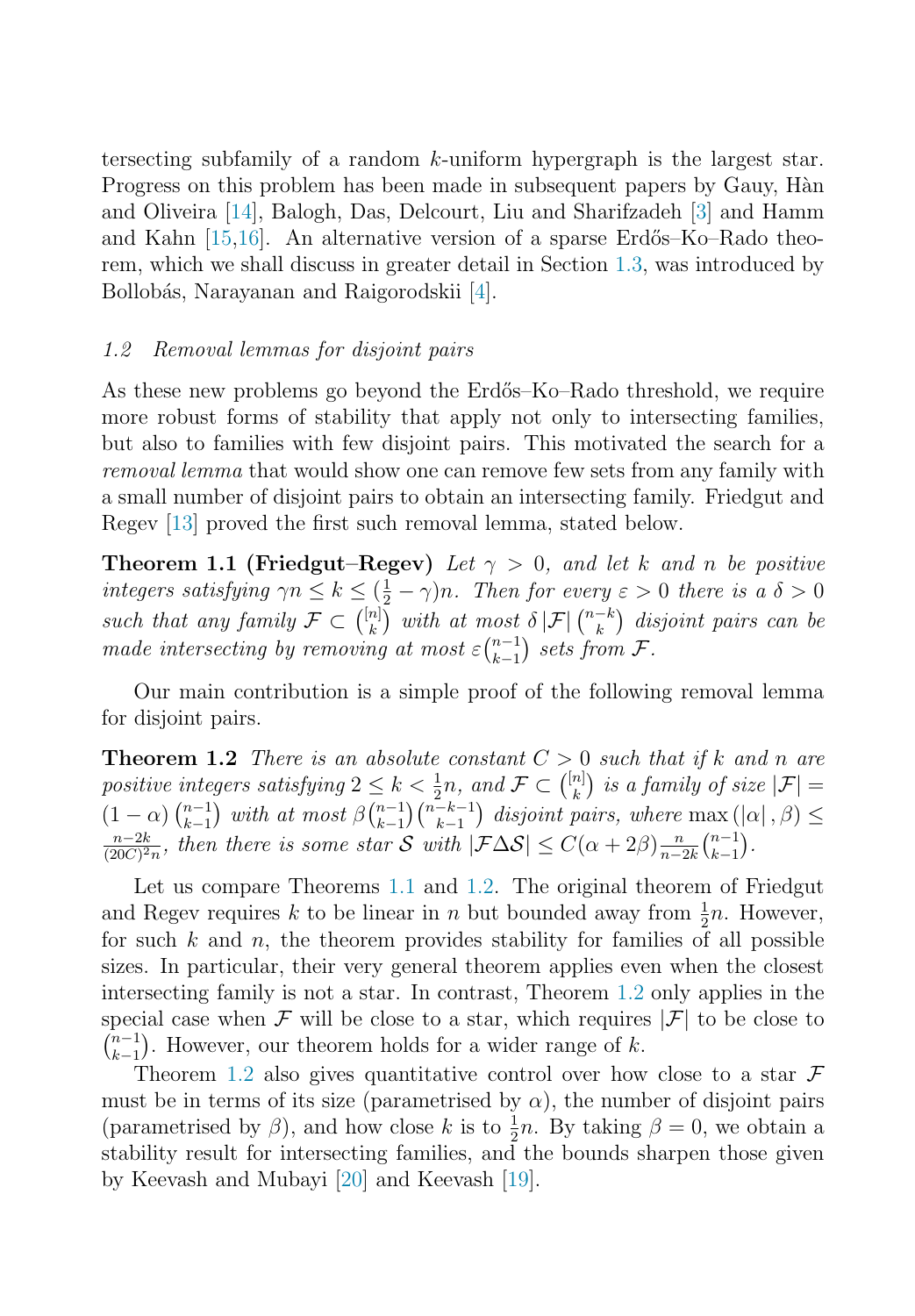tersecting subfamily of a random $k$-uniform hypergraph is the largest star. Progress on this problem has been made in subsequent papers by Gauy, Hàn and Oliveira [14], Balogh, Das, Delcourt, Liu and Sharifzadeh [3] and Hamm and Kahn [15,16]. An alternative version of a sparse Erdős–Ko–Rado theorem, which we shall discuss in greater detail in Section 1.3, was introduced by Bollobás, Narayanan and Raigorodskii [4].

### *1.2 Removal lemmas for disjoint pairs*

As these new problems go beyond the Erdős–Ko–Rado threshold, we require more robust forms of stability that apply not only to intersecting families, but also to families with few disjoint pairs. This motivated the search for a *removal lemma* that would show one can remove few sets from any family with a small number of disjoint pairs to obtain an intersecting family. Friedgut and Regev [13] proved the first such removal lemma, stated below.

**Theorem 1.1 (Friedgut–Regev)** *Let $\gamma > 0$, and let $k$ and $n$ be positive integers satisfying $\gamma n \leq k \leq (\frac{1}{2} - \gamma)n$. Then for every $\varepsilon > 0$ there is a $\delta > 0$ such that any family $\mathcal{F} \subset \binom{[n]}{k}$ with at most $\delta |\mathcal{F}| \binom{n-k}{k}$ disjoint pairs can be made intersecting by removing at most $\varepsilon \binom{n-1}{k-1}$ sets from $\mathcal{F}$.*

Our main contribution is a simple proof of the following removal lemma for disjoint pairs.

**Theorem 1.2** *There is an absolute constant $C > 0$ such that if $k$ and $n$ are positive integers satisfying $2 \leq k < \frac{1}{2}n$, and $\mathcal{F} \subset \binom{[n]}{k}$ is a family of size $|\mathcal{F}| = (1 - \alpha)\binom{n-1}{k-1}$ with at most $\beta \binom{n-1}{k-1}\binom{n-k-1}{k-1}$ disjoint pairs, where $\max(|\alpha|, \beta) \leq \frac{n-2k}{(20C)^2 n}$, then there is some star $\mathcal{S}$ with $|\mathcal{F} \Delta \mathcal{S}| \leq C(\alpha + 2\beta)\frac{n}{n-2k}\binom{n-1}{k-1}$.*

Let us compare Theorems 1.1 and 1.2. The original theorem of Friedgut and Regev requires $k$ to be linear in $n$ but bounded away from $\frac{1}{2}n$. However, for such $k$ and $n$, the theorem provides stability for families of all possible sizes. In particular, their very general theorem applies even when the closest intersecting family is not a star. In contrast, Theorem 1.2 only applies in the special case when $\mathcal{F}$ will be close to a star, which requires $|\mathcal{F}|$ to be close to $\binom{n-1}{k-1}$. However, our theorem holds for a wider range of $k$.

Theorem 1.2 also gives quantitative control over how close to a star $\mathcal{F}$ must be in terms of its size (parametrised by $\alpha$), the number of disjoint pairs (parametrised by $\beta$), and how close $k$ is to $\frac{1}{2}n$. By taking $\beta = 0$, we obtain a stability result for intersecting families, and the bounds sharpen those given by Keevash and Mubayi [20] and Keevash [19].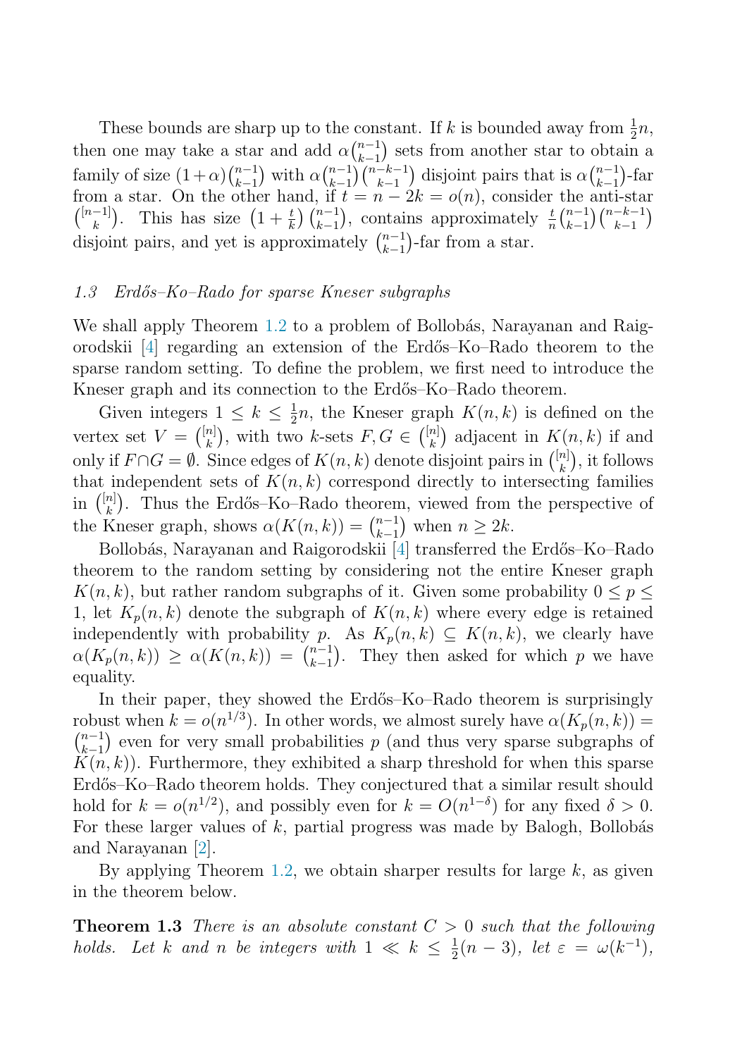These bounds are sharp up to the constant. If $k$ is bounded away from $\frac{1}{2}n$, then one may take a star and add $\alpha\binom{n-1}{k-1}$ sets from another star to obtain a family of size $(1+\alpha)\binom{n-1}{k-1}$ with $\alpha\binom{n-1}{k-1}\binom{n-k-1}{k-1}$ disjoint pairs that is $\alpha\binom{n-1}{k-1}$-far from a star. On the other hand, if $t = n - 2k = o(n)$, consider the anti-star $\binom{[n-1]}{k}$. This has size $\left(1 + \frac{t}{k}\right)\binom{n-1}{k-1}$, contains approximately $\frac{t}{n}\binom{n-1}{k-1}\binom{n-k-1}{k-1}$ disjoint pairs, and yet is approximately $\binom{n-1}{k-1}$-far from a star.

### *1.3 Erdős–Ko–Rado for sparse Kneser subgraphs*

We shall apply Theorem 1.2 to a problem of Bollobás, Narayanan and Raigorodskii [4] regarding an extension of the Erdős–Ko–Rado theorem to the sparse random setting. To define the problem, we first need to introduce the Kneser graph and its connection to the Erdős–Ko–Rado theorem.

Given integers $1 \le k \le \frac{1}{2}n$, the Kneser graph $K(n,k)$ is defined on the vertex set $V = \binom{[n]}{k}$, with two $k$-sets $F, G \in \binom{[n]}{k}$ adjacent in $K(n,k)$ if and only if $F \cap G = \emptyset$. Since edges of $K(n,k)$ denote disjoint pairs in $\binom{[n]}{k}$, it follows that independent sets of $K(n,k)$ correspond directly to intersecting families in $\binom{[n]}{k}$. Thus the Erdős–Ko–Rado theorem, viewed from the perspective of the Kneser graph, shows $\alpha(K(n,k)) = \binom{n-1}{k-1}$ when $n \ge 2k$.

Bollobás, Narayanan and Raigorodskii [4] transferred the Erdős–Ko–Rado theorem to the random setting by considering not the entire Kneser graph $K(n,k)$, but rather random subgraphs of it. Given some probability $0 \le p \le 1$, let $K_p(n,k)$ denote the subgraph of $K(n,k)$ where every edge is retained independently with probability $p$. As $K_p(n,k) \subseteq K(n,k)$, we clearly have $\alpha(K_p(n,k)) \ge \alpha(K(n,k)) = \binom{n-1}{k-1}$. They then asked for which $p$ we have equality.

In their paper, they showed the Erdős–Ko–Rado theorem is surprisingly robust when $k = o(n^{1/3})$. In other words, we almost surely have $\alpha(K_p(n,k)) = \binom{n-1}{k-1}$ even for very small probabilities $p$ (and thus very sparse subgraphs of $K(n,k)$). Furthermore, they exhibited a sharp threshold for when this sparse Erdős–Ko–Rado theorem holds. They conjectured that a similar result should hold for $k = o(n^{1/2})$, and possibly even for $k = O(n^{1-\delta})$ for any fixed $\delta > 0$. For these larger values of $k$, partial progress was made by Balogh, Bollobás and Narayanan [2].

By applying Theorem 1.2, we obtain sharper results for large $k$, as given in the theorem below.

**Theorem 1.3** *There is an absolute constant $C > 0$ such that the following holds. Let $k$ and $n$ be integers with $1 \ll k \le \frac{1}{2}(n-3)$, let $\varepsilon = \omega(k^{-1})$,*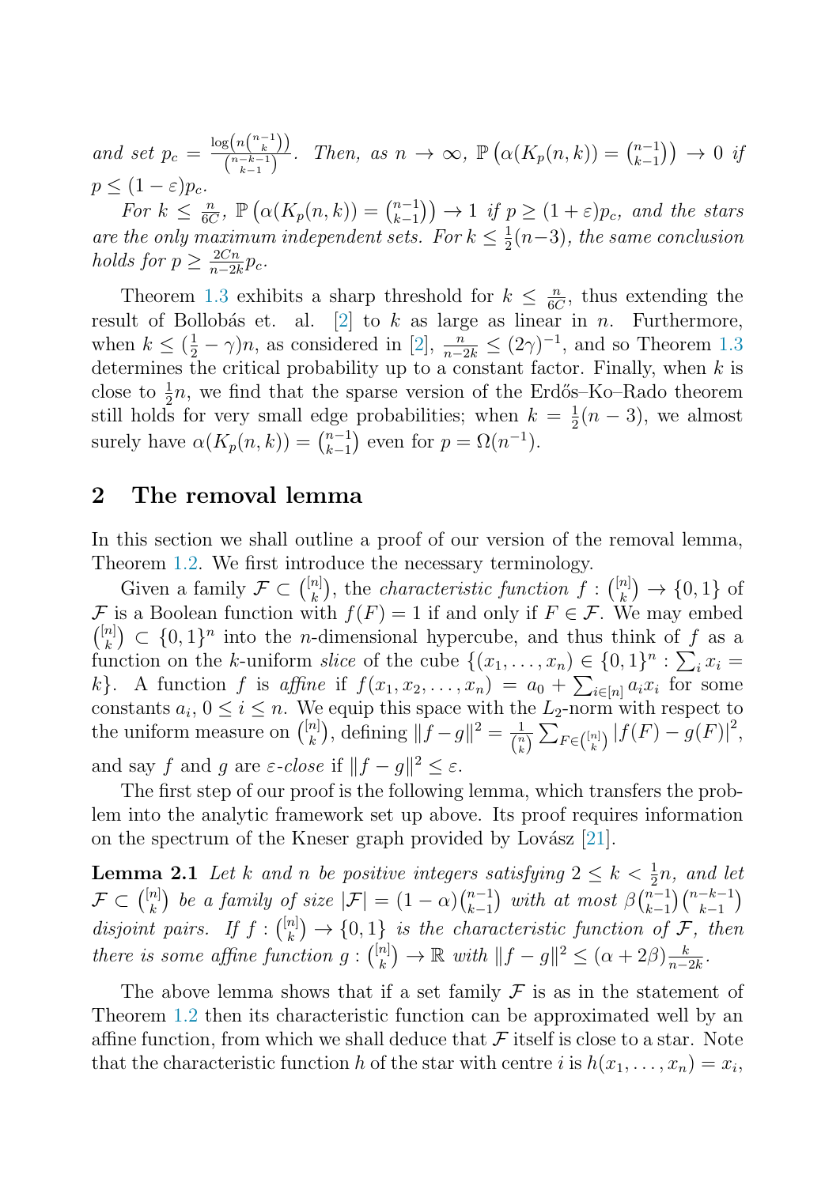*and set* $p_c = \frac{\log\left(n\binom{n-1}{k}\right)}{\binom{n-k-1}{k-1}}$. *Then, as* $n \to \infty$, $\mathbb{P}\left(\alpha(K_p(n,k)) = \binom{n-1}{k-1}\right) \to 0$ *if* $p \le (1-\varepsilon)p_c$.

*For* $k \le \frac{n}{6C}$, $\mathbb{P}\left(\alpha(K_p(n,k)) = \binom{n-1}{k-1}\right) \to 1$ *if* $p \ge (1+\varepsilon)p_c$, *and the stars are the only maximum independent sets. For* $k \le \frac{1}{2}(n-3)$, *the same conclusion holds for* $p \ge \frac{2Cn}{n-2k}p_c$.

Theorem 1.3 exhibits a sharp threshold for $k \le \frac{n}{6C}$, thus extending the result of Bollobás et. al. [2] to $k$ as large as linear in $n$. Furthermore, when $k \le (\frac{1}{2} - \gamma)n$, as considered in [2], $\frac{n}{n-2k} \le (2\gamma)^{-1}$, and so Theorem 1.3 determines the critical probability up to a constant factor. Finally, when $k$ is close to $\frac{1}{2}n$, we find that the sparse version of the Erdős–Ko–Rado theorem still holds for very small edge probabilities; when $k = \frac{1}{2}(n-3)$, we almost surely have $\alpha(K_p(n,k)) = \binom{n-1}{k-1}$ even for $p = \Omega(n^{-1})$.

## 2 The removal lemma

In this section we shall outline a proof of our version of the removal lemma, Theorem 1.2. We first introduce the necessary terminology.

Given a family $\mathcal{F} \subset \binom{[n]}{k}$, the *characteristic function* $f : \binom{[n]}{k} \to \{0,1\}$ of $\mathcal{F}$ is a Boolean function with $f(F) = 1$ if and only if $F \in \mathcal{F}$. We may embed $\binom{[n]}{k} \subset \{0,1\}^n$ into the $n$-dimensional hypercube, and thus think of $f$ as a function on the $k$-uniform *slice* of the cube $\{(x_1, \ldots, x_n) \in \{0,1\}^n : \sum_i x_i = k\}$. A function $f$ is *affine* if $f(x_1, x_2, \ldots, x_n) = a_0 + \sum_{i \in [n]} a_i x_i$ for some constants $a_i$, $0 \le i \le n$. We equip this space with the $L_2$-norm with respect to the uniform measure on $\binom{[n]}{k}$, defining $\|f - g\|^2 = \frac{1}{\binom{n}{k}} \sum_{F \in \binom{[n]}{k}} |f(F) - g(F)|^2$, and say $f$ and $g$ are *$\varepsilon$-close* if $\|f-g\|^2 \le \varepsilon$.

The first step of our proof is the following lemma, which transfers the problem into the analytic framework set up above. Its proof requires information on the spectrum of the Kneser graph provided by Lovász [21].

**Lemma 2.1** *Let* $k$ *and* $n$ *be positive integers satisfying* $2 \le k < \frac{1}{2}n$, *and let* $\mathcal{F} \subset \binom{[n]}{k}$ *be a family of size* $|\mathcal{F}| = (1-\alpha)\binom{n-1}{k-1}$ *with at most* $\beta\binom{n-1}{k-1}\binom{n-k-1}{k-1}$ *disjoint pairs. If* $f : \binom{[n]}{k} \to \{0,1\}$ *is the characteristic function of* $\mathcal{F}$, *then there is some affine function* $g : \binom{[n]}{k} \to \mathbb{R}$ *with* $\|f-g\|^2 \le (\alpha + 2\beta)\frac{k}{n-2k}$.

The above lemma shows that if a set family $\mathcal{F}$ is as in the statement of Theorem 1.2 then its characteristic function can be approximated well by an affine function, from which we shall deduce that $\mathcal{F}$ itself is close to a star. Note that the characteristic function $h$ of the star with centre $i$ is $h(x_1, \ldots, x_n) = x_i$,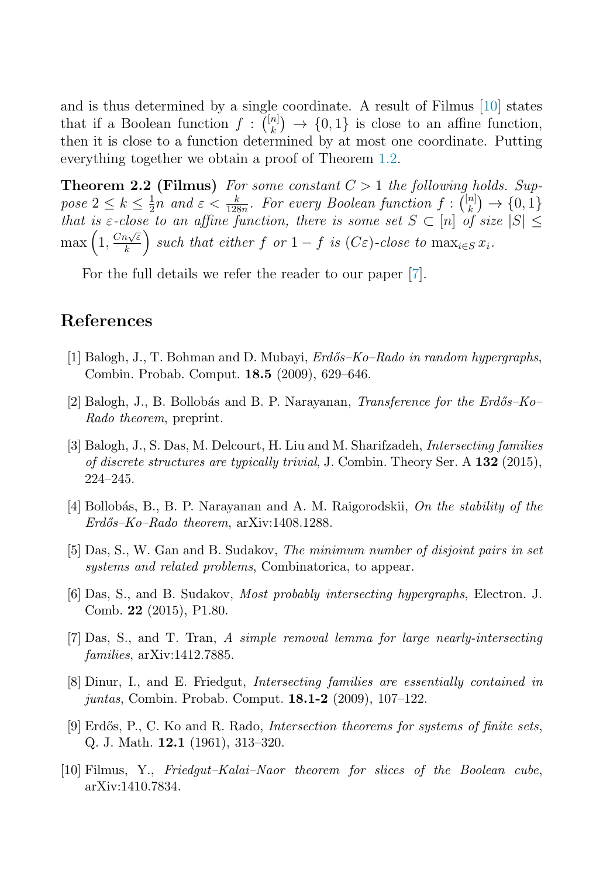and is thus determined by a single coordinate. A result of Filmus [10] states that if a Boolean function $f : \binom{[n]}{k} \to \{0,1\}$ is close to an affine function, then it is close to a function determined by at most one coordinate. Putting everything together we obtain a proof of Theorem 1.2.

**Theorem 2.2 (Filmus)** *For some constant $C > 1$ the following holds. Suppose $2 \le k \le \frac{1}{2}n$ and $\varepsilon < \frac{k}{128n}$. For every Boolean function $f : \binom{[n]}{k} \to \{0,1\}$ that is $\varepsilon$-close to an affine function, there is some set $S \subset [n]$ of size $|S| \le \max\left(1, \frac{Cn\sqrt{\varepsilon}}{k}\right)$ such that either $f$ or $1-f$ is $(C\varepsilon)$-close to $\max_{i \in S} x_i$.*

For the full details we refer the reader to our paper [7].

## References

[1] Balogh, J., T. Bohman and D. Mubayi, *Erdős–Ko–Rado in random hypergraphs*, Combin. Probab. Comput. **18.5** (2009), 629–646.

[2] Balogh, J., B. Bollobás and B. P. Narayanan, *Transference for the Erdős–Ko–Rado theorem*, preprint.

[3] Balogh, J., S. Das, M. Delcourt, H. Liu and M. Sharifzadeh, *Intersecting families of discrete structures are typically trivial*, J. Combin. Theory Ser. A **132** (2015), 224–245.

[4] Bollobás, B., B. P. Narayanan and A. M. Raigorodskii, *On the stability of the Erdős–Ko–Rado theorem*, arXiv:1408.1288.

[5] Das, S., W. Gan and B. Sudakov, *The minimum number of disjoint pairs in set systems and related problems*, Combinatorica, to appear.

[6] Das, S., and B. Sudakov, *Most probably intersecting hypergraphs*, Electron. J. Comb. **22** (2015), P1.80.

[7] Das, S., and T. Tran, *A simple removal lemma for large nearly-intersecting families*, arXiv:1412.7885.

[8] Dinur, I., and E. Friedgut, *Intersecting families are essentially contained in juntas*, Combin. Probab. Comput. **18.1-2** (2009), 107–122.

[9] Erdős, P., C. Ko and R. Rado, *Intersection theorems for systems of finite sets*, Q. J. Math. **12.1** (1961), 313–320.

[10] Filmus, Y., *Friedgut–Kalai–Naor theorem for slices of the Boolean cube*, arXiv:1410.7834.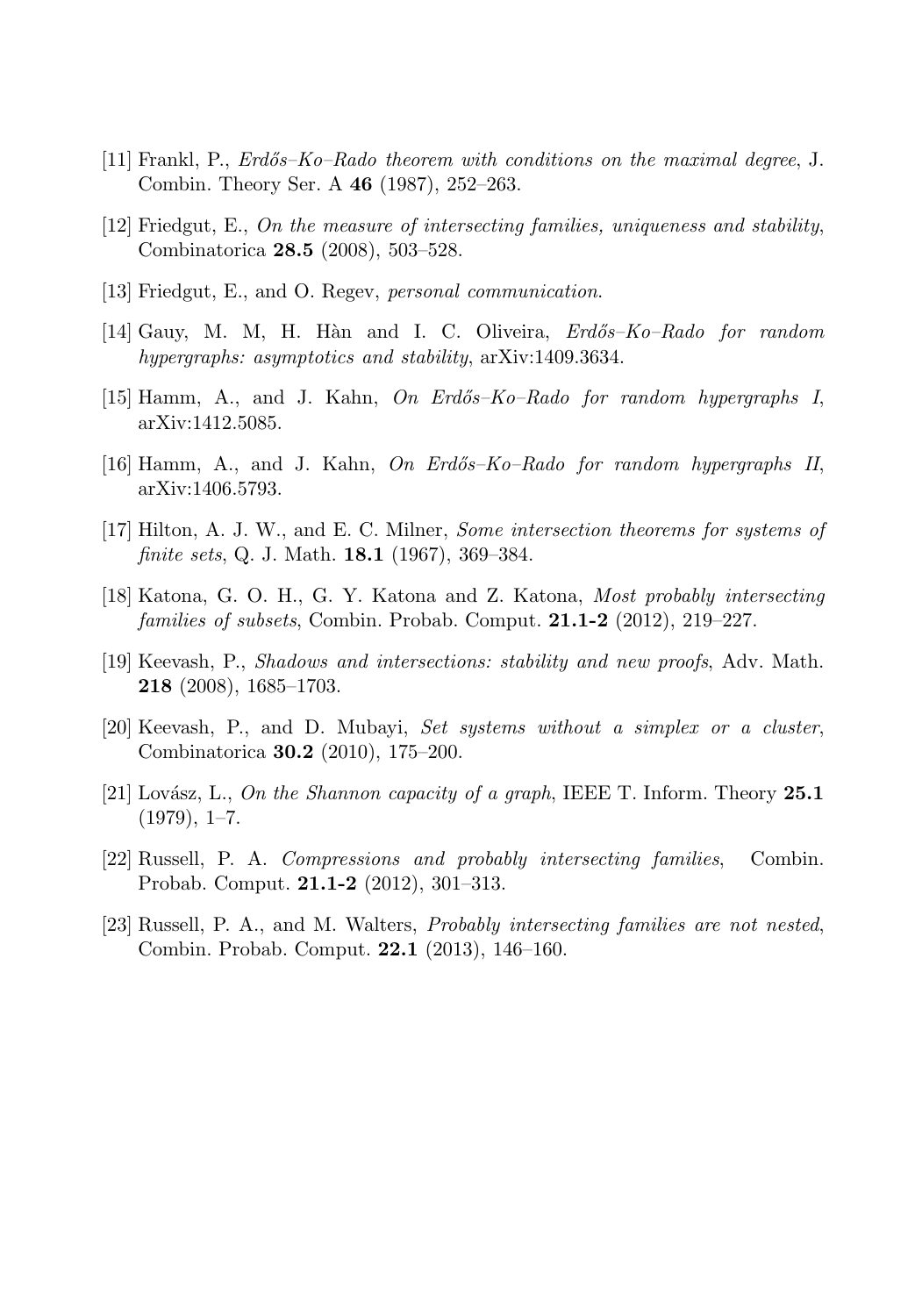[11] Frankl, P., *Erdős–Ko–Rado theorem with conditions on the maximal degree*, J. Combin. Theory Ser. A **46** (1987), 252–263.

[12] Friedgut, E., *On the measure of intersecting families, uniqueness and stability*, Combinatorica **28.5** (2008), 503–528.

[13] Friedgut, E., and O. Regev, *personal communication*.

[14] Gauy, M. M, H. Hàn and I. C. Oliveira, *Erdős–Ko–Rado for random hypergraphs: asymptotics and stability*, arXiv:1409.3634.

[15] Hamm, A., and J. Kahn, *On Erdős–Ko–Rado for random hypergraphs I*, arXiv:1412.5085.

[16] Hamm, A., and J. Kahn, *On Erdős–Ko–Rado for random hypergraphs II*, arXiv:1406.5793.

[17] Hilton, A. J. W., and E. C. Milner, *Some intersection theorems for systems of finite sets*, Q. J. Math. **18.1** (1967), 369–384.

[18] Katona, G. O. H., G. Y. Katona and Z. Katona, *Most probably intersecting families of subsets*, Combin. Probab. Comput. **21.1-2** (2012), 219–227.

[19] Keevash, P., *Shadows and intersections: stability and new proofs*, Adv. Math. **218** (2008), 1685–1703.

[20] Keevash, P., and D. Mubayi, *Set systems without a simplex or a cluster*, Combinatorica **30.2** (2010), 175–200.

[21] Lovász, L., *On the Shannon capacity of a graph*, IEEE T. Inform. Theory **25.1** (1979), 1–7.

[22] Russell, P. A. *Compressions and probably intersecting families*, Combin. Probab. Comput. **21.1-2** (2012), 301–313.

[23] Russell, P. A., and M. Walters, *Probably intersecting families are not nested*, Combin. Probab. Comput. **22.1** (2013), 146–160.